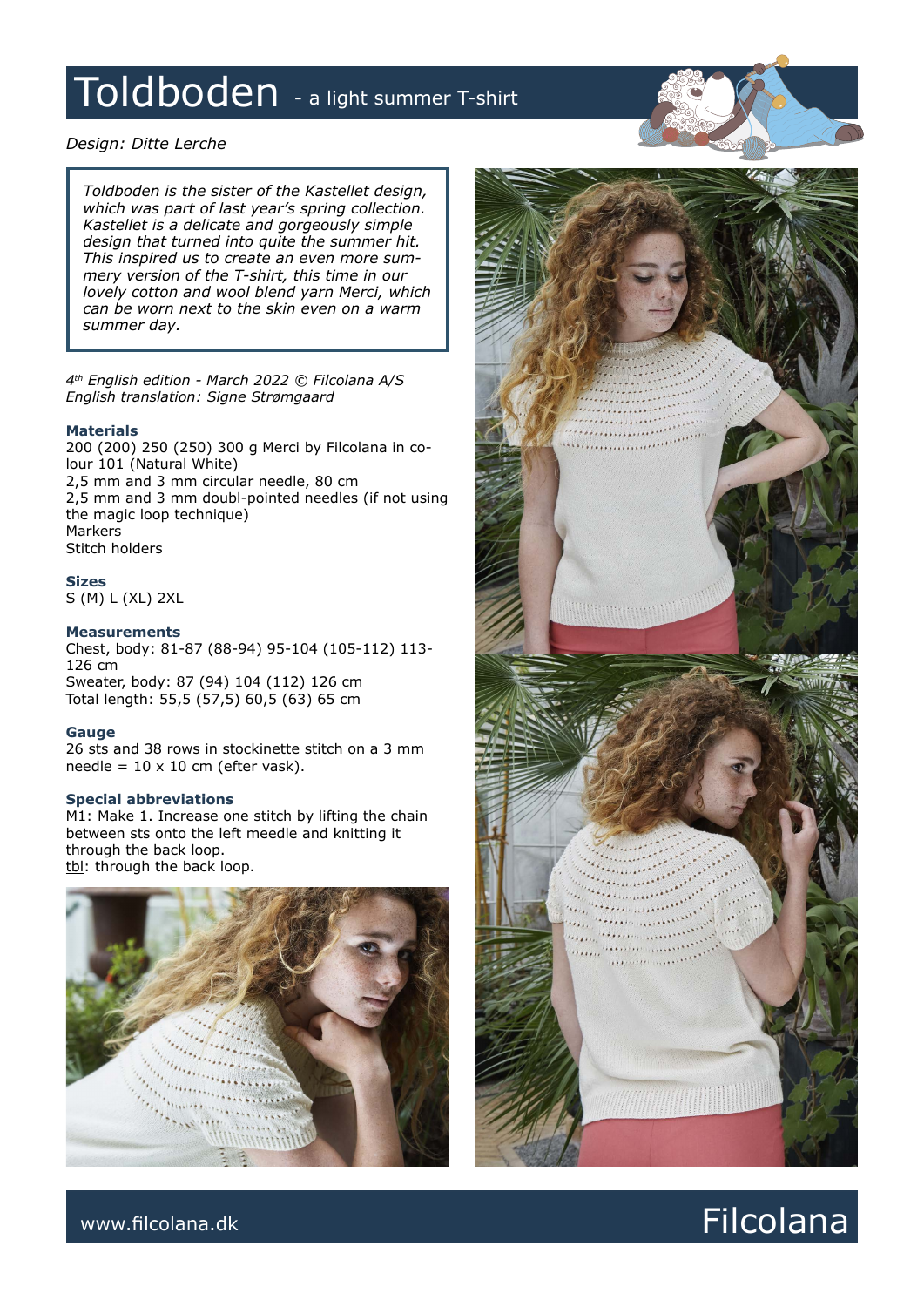# Toldboden - a light summer T-shirt

*Design: Ditte Lerche*

*Toldboden is the sister of the Kastellet design, which was part of last year's spring collection. Kastellet is a delicate and gorgeously simple design that turned into quite the summer hit. This inspired us to create an even more summery version of the T-shirt, this time in our lovely cotton and wool blend yarn Merci, which can be worn next to the skin even on a warm summer day.*

*4th English edition - March 2022 © Filcolana A/S*
*English translation: Signe Strømgaard*

### Materials

200 (200) 250 (250) 300 g Merci by Filcolana in colour 101 (Natural White)
2,5 mm and 3 mm circular needle, 80 cm
2,5 mm and 3 mm doubl-pointed needles (if not using the magic loop technique)
Markers
Stitch holders

### Sizes

S (M) L (XL) 2XL

### Measurements

Chest, body: 81-87 (88-94) 95-104 (105-112) 113-126 cm
Sweater, body: 87 (94) 104 (112) 126 cm
Total length: 55,5 (57,5) 60,5 (63) 65 cm

### Gauge

26 sts and 38 rows in stockinette stitch on a 3 mm needle = 10 x 10 cm (efter vask).

### Special abbreviations

M1: Make 1. Increase one stitch by lifting the chain between sts onto the left meedle and knitting it through the back loop.
tbl: through the back loop.

www.filcolana.dk

Filcolana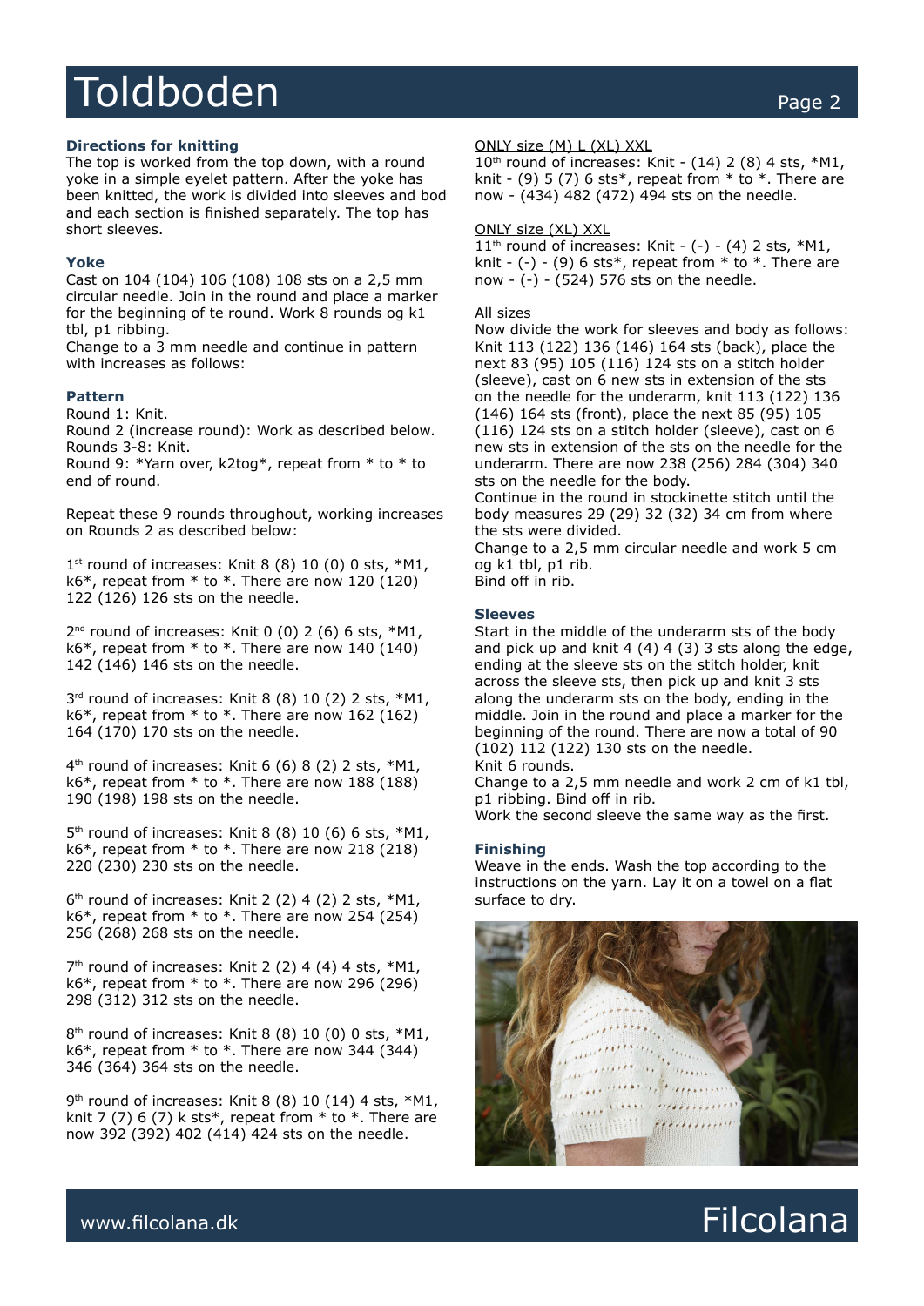### Directions for knitting

The top is worked from the top down, with a round yoke in a simple eyelet pattern. After the yoke has been knitted, the work is divided into sleeves and bod and each section is finished separately. The top has short sleeves.

### Yoke

Cast on 104 (104) 106 (108) 108 sts on a 2,5 mm circular needle. Join in the round and place a marker for the beginning of te round. Work 8 rounds og k1 tbl, p1 ribbing.
Change to a 3 mm needle and continue in pattern with increases as follows:

### Pattern

Round 1: Knit.
Round 2 (increase round): Work as described below.
Rounds 3-8: Knit.
Round 9: *Yarn over, k2tog*, repeat from * to * to end of round.

Repeat these 9 rounds throughout, working increases on Rounds 2 as described below:

1st round of increases: Knit 8 (8) 10 (0) 0 sts, *M1, k6*, repeat from * to *. There are now 120 (120) 122 (126) 126 sts on the needle.

2nd round of increases: Knit 0 (0) 2 (6) 6 sts, *M1, k6*, repeat from * to *. There are now 140 (140) 142 (146) 146 sts on the needle.

3rd round of increases: Knit 8 (8) 10 (2) 2 sts, *M1, k6*, repeat from * to *. There are now 162 (162) 164 (170) 170 sts on the needle.

4th round of increases: Knit 6 (6) 8 (2) 2 sts, *M1, k6*, repeat from * to *. There are now 188 (188) 190 (198) 198 sts on the needle.

5th round of increases: Knit 8 (8) 10 (6) 6 sts, *M1, k6*, repeat from * to *. There are now 218 (218) 220 (230) 230 sts on the needle.

6th round of increases: Knit 2 (2) 4 (2) 2 sts, *M1, k6*, repeat from * to *. There are now 254 (254) 256 (268) 268 sts on the needle.

7th round of increases: Knit 2 (2) 4 (4) 4 sts, *M1, k6*, repeat from * to *. There are now 296 (296) 298 (312) 312 sts on the needle.

8th round of increases: Knit 8 (8) 10 (0) 0 sts, *M1, k6*, repeat from * to *. There are now 344 (344) 346 (364) 364 sts on the needle.

9th round of increases: Knit 8 (8) 10 (14) 4 sts, *M1, knit 7 (7) 6 (7) k sts*, repeat from * to *. There are now 392 (392) 402 (414) 424 sts on the needle.

<u>ONLY size (M) L (XL) XXL</u>
10th round of increases: Knit - (14) 2 (8) 4 sts, *M1, knit - (9) 5 (7) 6 sts*, repeat from * to *. There are now - (434) 482 (472) 494 sts on the needle.

<u>ONLY size (XL) XXL</u>
11th round of increases: Knit - (-) - (4) 2 sts, *M1, knit - (-) - (9) 6 sts*, repeat from * to *. There are now - (-) - (524) 576 sts on the needle.

<u>All sizes</u>
Now divide the work for sleeves and body as follows: Knit 113 (122) 136 (146) 164 sts (back), place the next 83 (95) 105 (116) 124 sts on a stitch holder (sleeve), cast on 6 new sts in extension of the sts on the needle for the underarm, knit 113 (122) 136 (146) 164 sts (front), place the next 85 (95) 105 (116) 124 sts on a stitch holder (sleeve), cast on 6 new sts in extension of the sts on the needle for the underarm. There are now 238 (256) 284 (304) 340 sts on the needle for the body.
Continue in the round in stockinette stitch until the body measures 29 (29) 32 (32) 34 cm from where the sts were divided.
Change to a 2,5 mm circular needle and work 5 cm og k1 tbl, p1 rib.
Bind off in rib.

### Sleeves

Start in the middle of the underarm sts of the body and pick up and knit 4 (4) 4 (3) 3 sts along the edge, ending at the sleeve sts on the stitch holder, knit across the sleeve sts, then pick up and knit 3 sts along the underarm sts on the body, ending in the middle. Join in the round and place a marker for the beginning of the round. There are now a total of 90 (102) 112 (122) 130 sts on the needle.
Knit 6 rounds.
Change to a 2,5 mm needle and work 2 cm of k1 tbl, p1 ribbing. Bind off in rib.
Work the second sleeve the same way as the first.

### Finishing

Weave in the ends. Wash the top according to the instructions on the yarn. Lay it on a towel on a flat surface to dry.